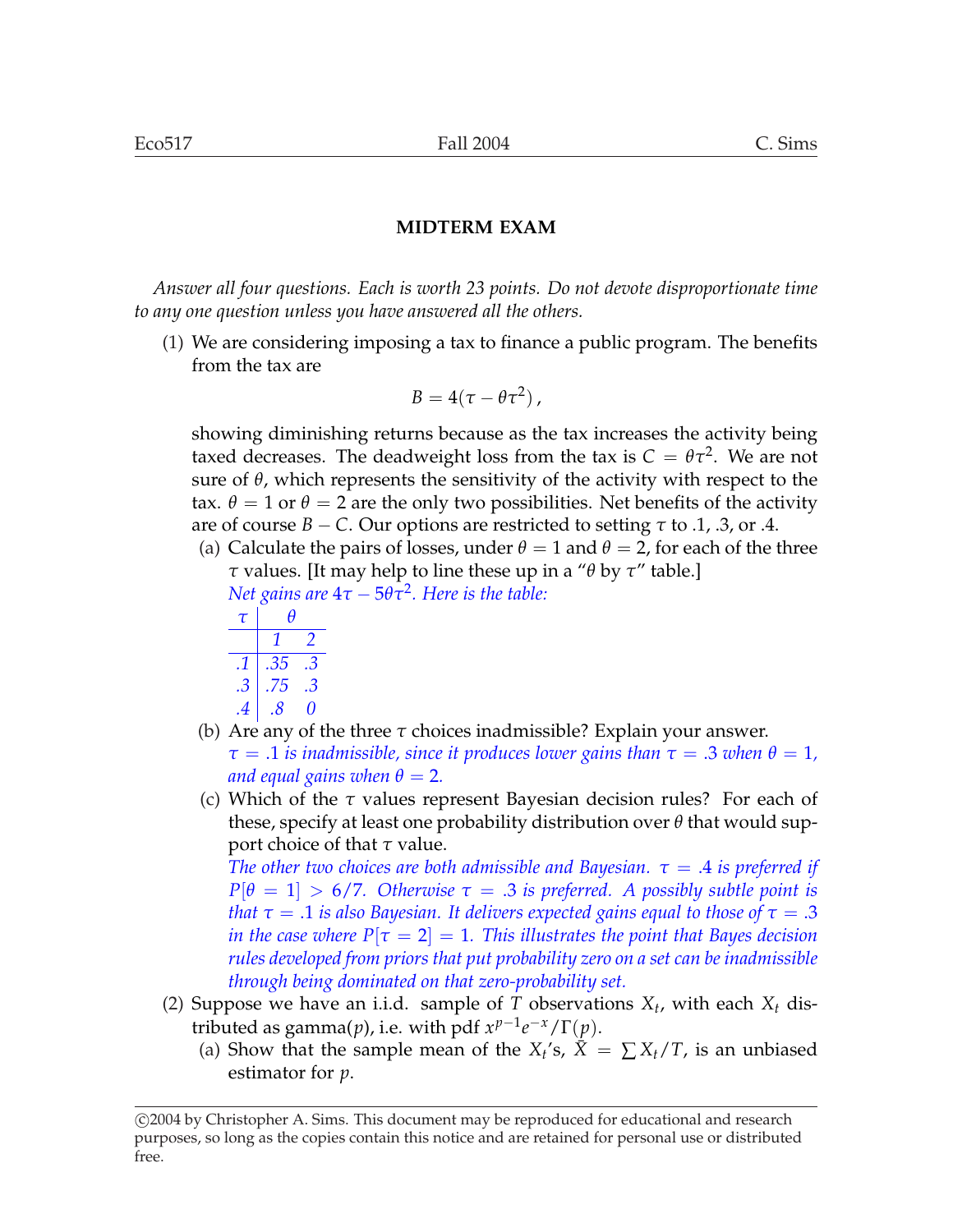## MIDTERM EAM

Hmm, wait — let me write it correctly.

**MIDTERM EXAM**

*Answer all four questions. Each is worth 23 points. Do not devote disproportionate time to any one question unless you have answered all the others.*

(1) We are considering imposing a tax to finance a public program. The benefits from the tax are

$$B = 4(\tau - \theta\tau^2)\,,$$

showing diminishing returns because as the tax increases the activity being taxed decreases. The deadweight loss from the tax is $C = \theta\tau^2$. We are not sure of $\theta$, which represents the sensitivity of the activity with respect to the tax. $\theta = 1$ or $\theta = 2$ are the only two possibilities. Net benefits of the activity are of course $B - C$. Our options are restricted to setting $\tau$ to .1, .3, or .4.

(a) Calculate the pairs of losses, under $\theta = 1$ and $\theta = 2$, for each of the three $\tau$ values. [It may help to line these up in a "$\theta$ by $\tau$" table.]

*Net gains are $4\tau - 5\theta\tau^2$. Here is the table:*

| $\tau$ | $\theta$ | |
|---|---|---|
| | *1* | *2* |
| *.1* | *.35* | *.3* |
| *.3* | *.75* | *.3* |
| *.4* | *.8* | *0* |

(b) Are any of the three $\tau$ choices inadmissible? Explain your answer.

*$\tau = .1$ is inadmissible, since it produces lower gains than $\tau = .3$ when $\theta = 1$, and equal gains when $\theta = 2$.*

(c) Which of the $\tau$ values represent Bayesian decision rules? For each of these, specify at least one probability distribution over $\theta$ that would support choice of that $\tau$ value.

*The other two choices are both admissible and Bayesian. $\tau = .4$ is preferred if $P[\theta = 1] > 6/7$. Otherwise $\tau = .3$ is preferred. A possibly subtle point is that $\tau = .1$ is also Bayesian. It delivers expected gains equal to those of $\tau = .3$ in the case where $P[\tau = 2] = 1$. This illustrates the point that Bayes decision rules developed from priors that put probability zero on a set can be inadmissible through being dominated on that zero-probability set.*

(2) Suppose we have an i.i.d. sample of $T$ observations $X_t$, with each $X_t$ distributed as gamma($p$), i.e. with pdf $x^{p-1}e^{-x}/\Gamma(p)$.

(a) Show that the sample mean of the $X_t$'s, $\bar{X} = \sum X_t/T$, is an unbiased estimator for $p$.

©2004 by Christopher A. Sims. This document may be reproduced for educational and research purposes, so long as the copies contain this notice and are retained for personal use or distributed free.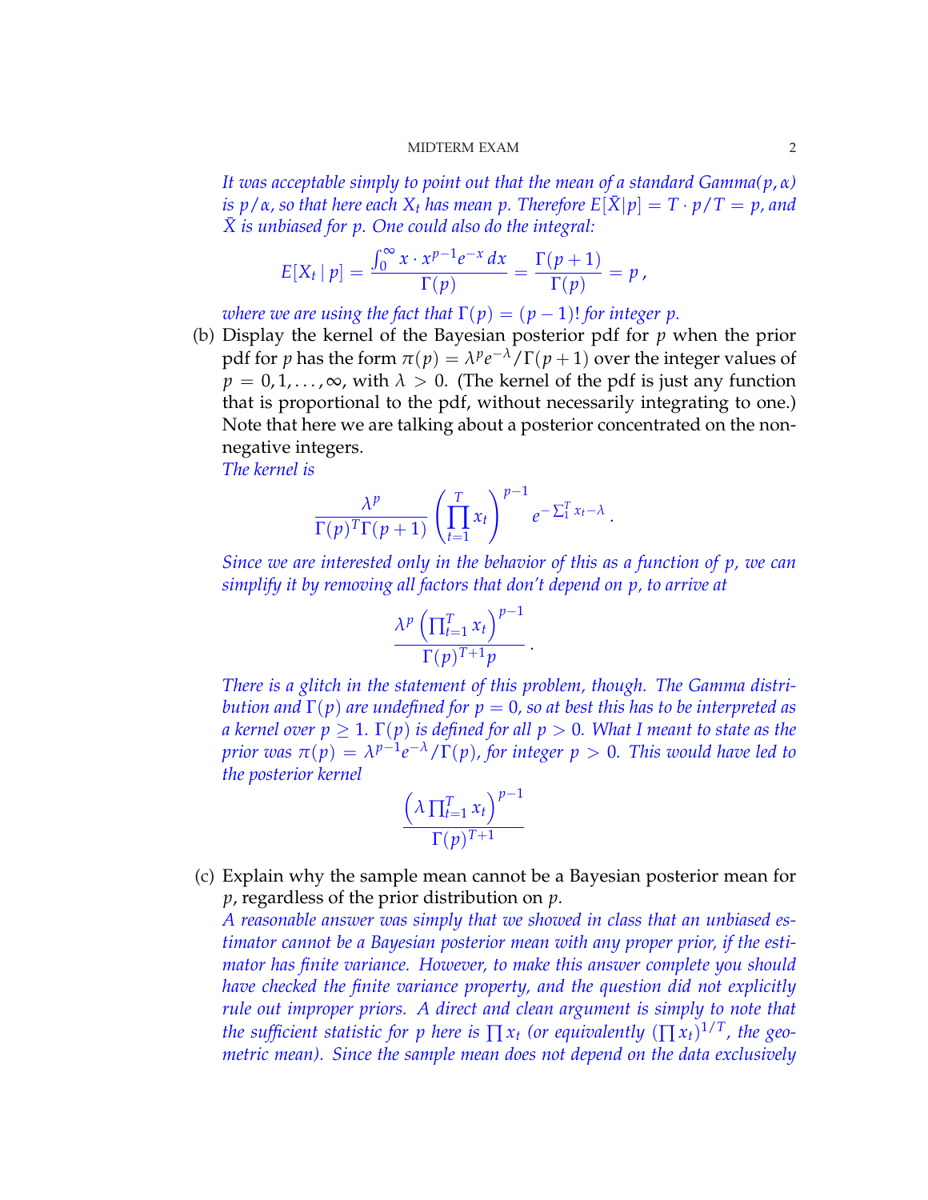*It was acceptable simply to point out that the mean of a standard Gamma($p, \alpha$) is $p/\alpha$, so that here each $X_t$ has mean $p$. Therefore $E[\bar{X}|p] = T \cdot p/T = p$, and $\bar{X}$ is unbiased for $p$. One could also do the integral:*

$$E[X_t \mid p] = \frac{\int_0^\infty x \cdot x^{p-1} e^{-x}\, dx}{\Gamma(p)} = \frac{\Gamma(p+1)}{\Gamma(p)} = p\,,$$

*where we are using the fact that $\Gamma(p) = (p-1)!$ for integer $p$.*

(b) Display the kernel of the Bayesian posterior pdf for $p$ when the prior pdf for $p$ has the form $\pi(p) = \lambda^p e^{-\lambda}/\Gamma(p+1)$ over the integer values of $p = 0, 1, \ldots, \infty$, with $\lambda > 0$. (The kernel of the pdf is just any function that is proportional to the pdf, without necessarily integrating to one.) Note that here we are talking about a posterior concentrated on the non-negative integers.

*The kernel is*

$$\frac{\lambda^p}{\Gamma(p)^T \Gamma(p+1)} \left( \prod_{t=1}^T x_t \right)^{p-1} e^{-\sum_1^T x_t - \lambda}\,.$$

*Since we are interested only in the behavior of this as a function of $p$, we can simplify it by removing all factors that don't depend on $p$, to arrive at*

$$\frac{\lambda^p \left( \prod_{t=1}^T x_t \right)^{p-1}}{\Gamma(p)^{T+1} p}\,.$$

*There is a glitch in the statement of this problem, though. The Gamma distribution and $\Gamma(p)$ are undefined for $p = 0$, so at best this has to be interpreted as a kernel over $p \geq 1$. $\Gamma(p)$ is defined for all $p > 0$. What I meant to state as the prior was $\pi(p) = \lambda^{p-1} e^{-\lambda}/\Gamma(p)$, for integer $p > 0$. This would have led to the posterior kernel*

$$\frac{\left( \lambda \prod_{t=1}^T x_t \right)^{p-1}}{\Gamma(p)^{T+1}}$$

(c) Explain why the sample mean cannot be a Bayesian posterior mean for $p$, regardless of the prior distribution on $p$.

*A reasonable answer was simply that we showed in class that an unbiased estimator cannot be a Bayesian posterior mean with any proper prior, if the estimator has finite variance. However, to make this answer complete you should have checked the finite variance property, and the question did not explicitly rule out improper priors. A direct and clean argument is simply to note that the sufficient statistic for $p$ here is $\prod x_t$ (or equivalently $(\prod x_t)^{1/T}$, the geometric mean). Since the sample mean does not depend on the data exclusively*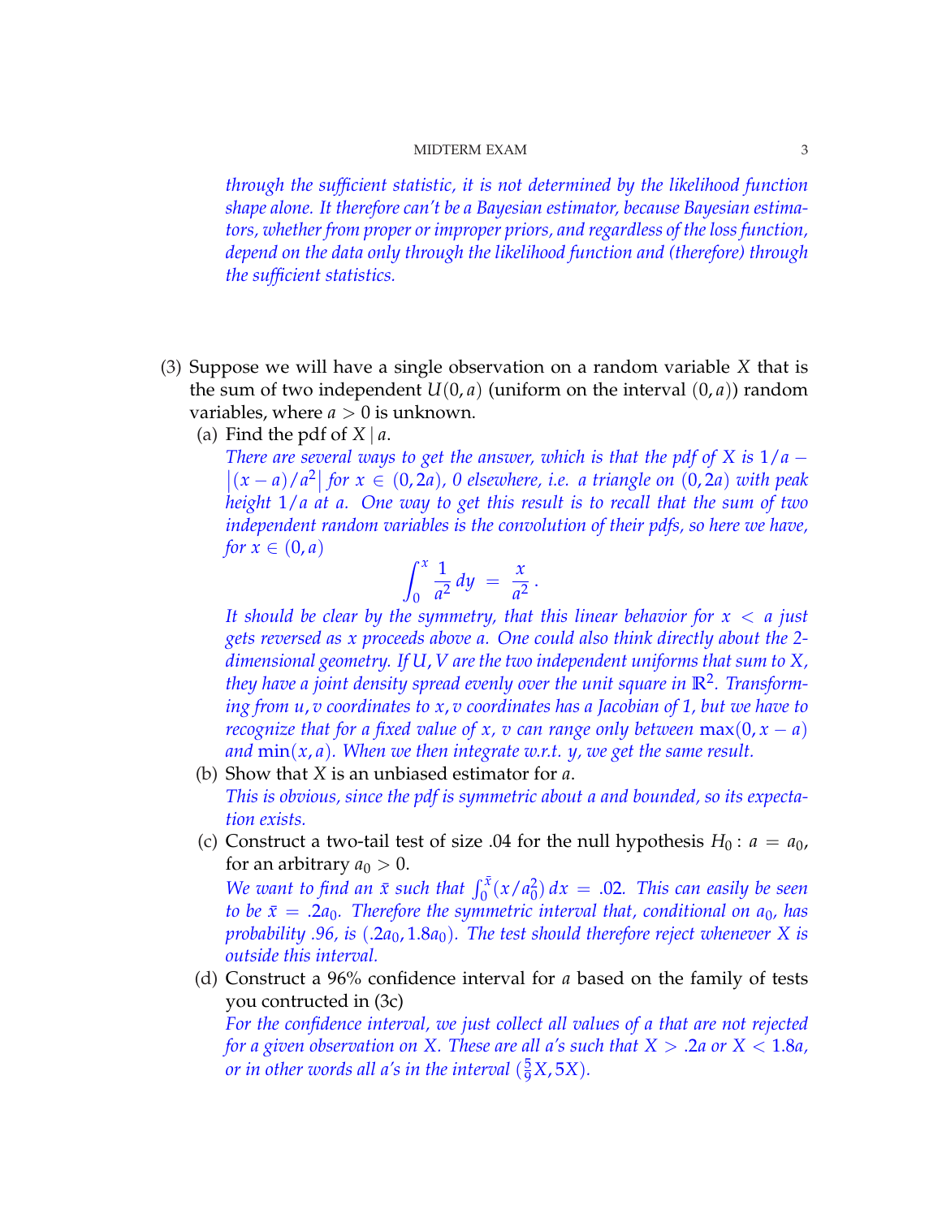*through the sufficient statistic, it is not determined by the likelihood function shape alone. It therefore can't be a Bayesian estimator, because Bayesian estimators, whether from proper or improper priors, and regardless of the loss function, depend on the data only through the likelihood function and (therefore) through the sufficient statistics.*

(3) Suppose we will have a single observation on a random variable $X$ that is the sum of two independent $U(0, a)$ (uniform on the interval $(0, a)$) random variables, where $a > 0$ is unknown.

(a) Find the pdf of $X \mid a$.

*There are several ways to get the answer, which is that the pdf of $X$ is $1/a - \left|(x-a)/a^2\right|$ for $x \in (0, 2a)$, 0 elsewhere, i.e. a triangle on $(0, 2a)$ with peak height $1/a$ at $a$. One way to get this result is to recall that the sum of two independent random variables is the convolution of their pdfs, so here we have, for $x \in (0, a)$*

$$\int_0^x \frac{1}{a^2}\, dy \;=\; \frac{x}{a^2}\,.$$

*It should be clear by the symmetry, that this linear behavior for $x < a$ just gets reversed as $x$ proceeds above $a$. One could also think directly about the 2-dimensional geometry. If $U, V$ are the two independent uniforms that sum to $X$, they have a joint density spread evenly over the unit square in $\mathbb{R}^2$. Transforming from $u, v$ coordinates to $x, v$ coordinates has a Jacobian of 1, but we have to recognize that for a fixed value of $x$, $v$ can range only between $\max(0, x-a)$ and $\min(x, a)$. When we then integrate w.r.t. $y$, we get the same result.*

(b) Show that $X$ is an unbiased estimator for $a$.

*This is obvious, since the pdf is symmetric about $a$ and bounded, so its expectation exists.*

(c) Construct a two-tail test of size .04 for the null hypothesis $H_0 : a = a_0$, for an arbitrary $a_0 > 0$.

*We want to find an $\bar{x}$ such that $\int_0^{\bar{x}} (x/a_0^2)\, dx = .02$. This can easily be seen to be $\bar{x} = .2a_0$. Therefore the symmetric interval that, conditional on $a_0$, has probability .96, is $(.2a_0, 1.8a_0)$. The test should therefore reject whenever $X$ is outside this interval.*

(d) Construct a 96% confidence interval for $a$ based on the family of tests you contructed in (3c)

*For the confidence interval, we just collect all values of $a$ that are not rejected for a given observation on $X$. These are all $a$'s such that $X > .2a$ or $X < 1.8a$, or in other words all $a$'s in the interval $(\frac{5}{9}X, 5X)$.*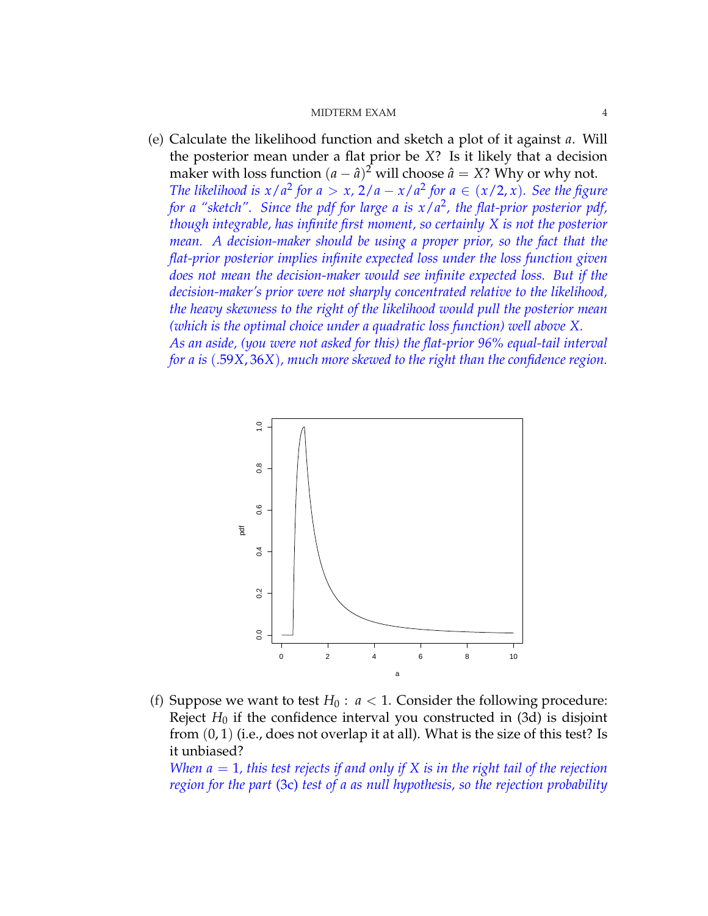(e) Calculate the likelihood function and sketch a plot of it against $a$. Will the posterior mean under a flat prior be $X$? Is it likely that a decision maker with loss function $(a - \hat{a})^2$ will choose $\hat{a} = X$? Why or why not.

*The likelihood is $x/a^2$ for $a > x$, $2/a - x/a^2$ for $a \in (x/2, x)$. See the figure for a "sketch". Since the pdf for large $a$ is $x/a^2$, the flat-prior posterior pdf, though integrable, has infinite first moment, so certainly $X$ is not the posterior mean. A decision-maker should be using a proper prior, so the fact that the flat-prior posterior implies infinite expected loss under the loss function given does not mean the decision-maker would see infinite expected loss. But if the decision-maker's prior were not sharply concentrated relative to the likelihood, the heavy skewness to the right of the likelihood would pull the posterior mean (which is the optimal choice under a quadratic loss function) well above $X$.*

*As an aside, (you were not asked for this) the flat-prior 96% equal-tail interval for $a$ is $(.59X, 36X)$, much more skewed to the right than the confidence region.*

(f) Suppose we want to test $H_0 : a < 1$. Consider the following procedure: Reject $H_0$ if the confidence interval you constructed in (3d) is disjoint from $(0, 1)$ (i.e., does not overlap it at all). What is the size of this test? Is it unbiased?

*When $a = 1$, this test rejects if and only if $X$ is in the right tail of the rejection region for the part (3c) test of $a$ as null hypothesis, so the rejection probability*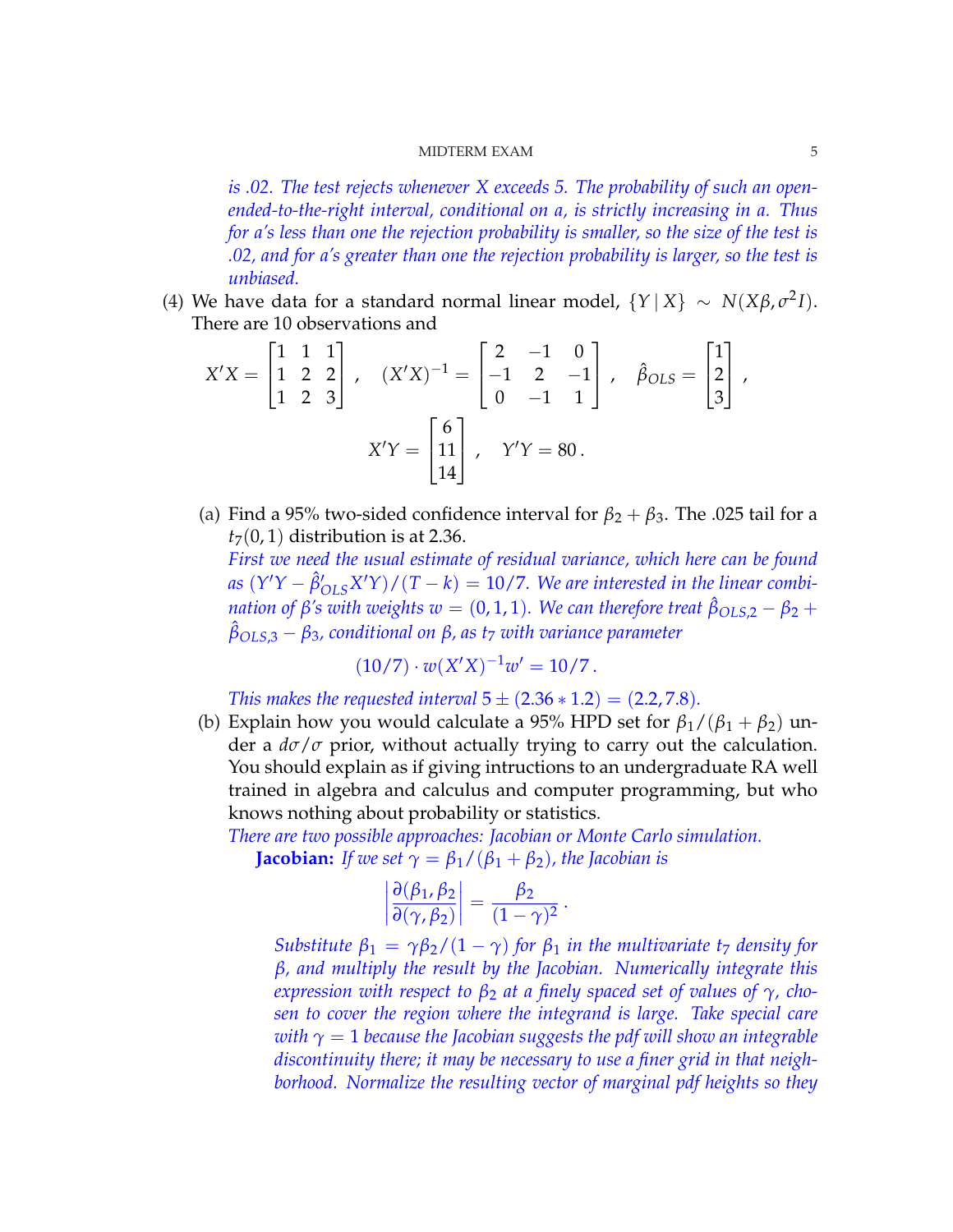*is .02. The test rejects whenever X exceeds 5. The probability of such an open-ended-to-the-right interval, conditional on a, is strictly increasing in a. Thus for a's less than one the rejection probability is smaller, so the size of the test is .02, and for a's greater than one the rejection probability is larger, so the test is unbiased.*

(4) We have data for a standard normal linear model, $\{Y \mid X\} \sim N(X\beta, \sigma^2 I)$. There are 10 observations and

$$X'X = \begin{bmatrix} 1 & 1 & 1 \\ 1 & 2 & 2 \\ 1 & 2 & 3 \end{bmatrix}, \quad (X'X)^{-1} = \begin{bmatrix} 2 & -1 & 0 \\ -1 & 2 & -1 \\ 0 & -1 & 1 \end{bmatrix}, \quad \hat{\beta}_{OLS} = \begin{bmatrix} 1 \\ 2 \\ 3 \end{bmatrix},$$

$$X'Y = \begin{bmatrix} 6 \\ 11 \\ 14 \end{bmatrix}, \quad Y'Y = 80\,.$$

(a) Find a 95% two-sided confidence interval for $\beta_2 + \beta_3$. The .025 tail for a $t_7(0,1)$ distribution is at 2.36.

*First we need the usual estimate of residual variance, which here can be found as $(Y'Y - \hat{\beta}_{OLS}' X'Y)/(T-k) = 10/7$. We are interested in the linear combination of β's with weights $w = (0,1,1)$. We can therefore treat $\hat{\beta}_{OLS,2} - \beta_2 + \hat{\beta}_{OLS,3} - \beta_3$, conditional on β, as $t_7$ with variance parameter*

$$(10/7) \cdot w(X'X)^{-1}w' = 10/7\,.$$

*This makes the requested interval $5 \pm (2.36 * 1.2) = (2.2, 7.8)$.*

(b) Explain how you would calculate a 95% HPD set for $\beta_1/(\beta_1 + \beta_2)$ under a $d\sigma/\sigma$ prior, without actually trying to carry out the calculation. You should explain as if giving intructions to an undergraduate RA well trained in algebra and calculus and computer programming, but who knows nothing about probability or statistics.

*There are two possible approaches: Jacobian or Monte Carlo simulation.*

**Jacobian:** *If we set $\gamma = \beta_1/(\beta_1 + \beta_2)$, the Jacobian is*

$$\left| \frac{\partial(\beta_1, \beta_2)}{\partial(\gamma, \beta_2)} \right| = \frac{\beta_2}{(1-\gamma)^2}\,.$$

*Substitute $\beta_1 = \gamma\beta_2/(1-\gamma)$ for $\beta_1$ in the multivariate $t_7$ density for β, and multiply the result by the Jacobian. Numerically integrate this expression with respect to $\beta_2$ at a finely spaced set of values of γ, chosen to cover the region where the integrand is large. Take special care with $\gamma = 1$ because the Jacobian suggests the pdf will show an integrable discontinuity there; it may be necessary to use a finer grid in that neighborhood. Normalize the resulting vector of marginal pdf heights so they*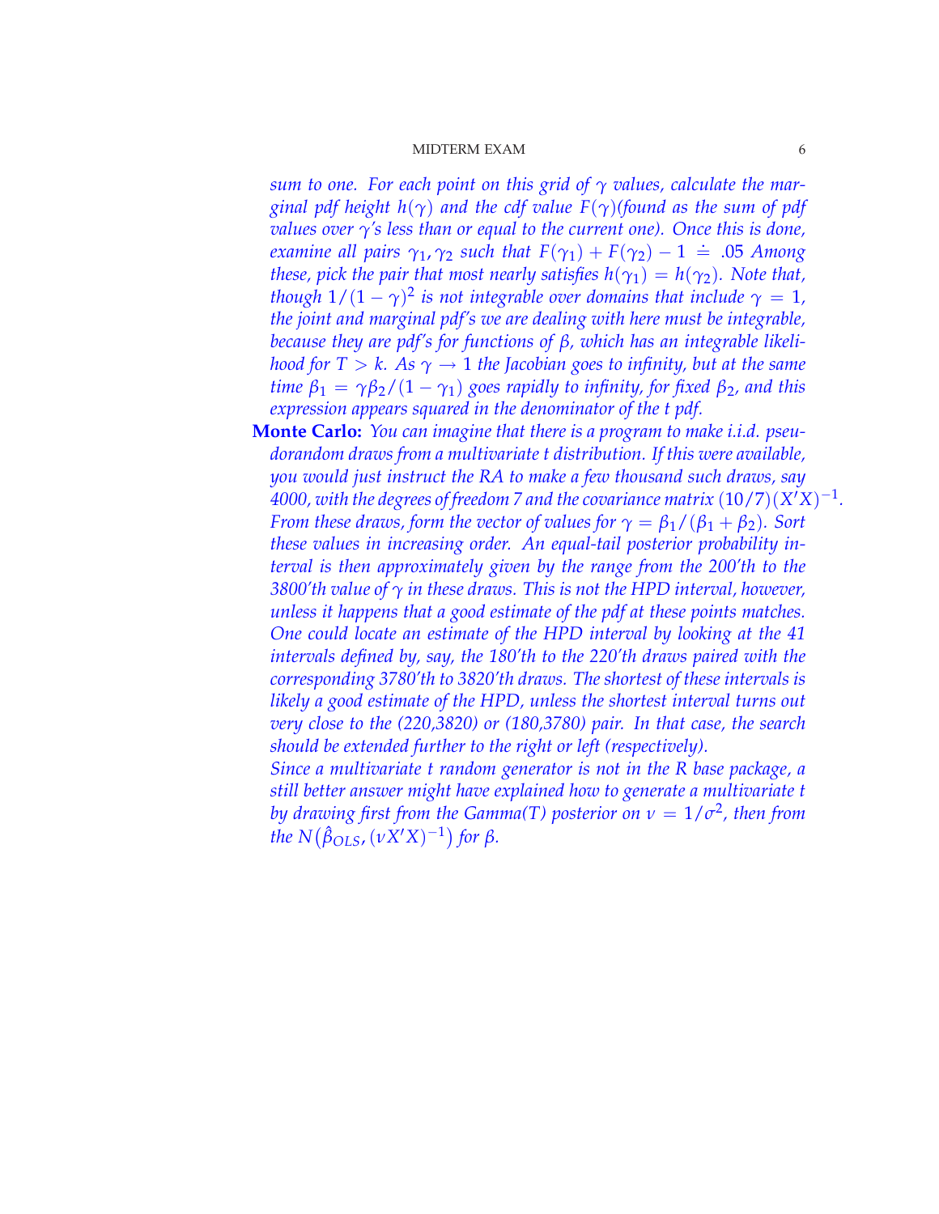*sum to one. For each point on this grid of $\gamma$ values, calculate the marginal pdf height $h(\gamma)$ and the cdf value $F(\gamma)$(found as the sum of pdf values over $\gamma$'s less than or equal to the current one). Once this is done, examine all pairs $\gamma_1, \gamma_2$ such that $F(\gamma_1) + F(\gamma_2) - 1 \doteq .05$ Among these, pick the pair that most nearly satisfies $h(\gamma_1) = h(\gamma_2)$. Note that, though $1/(1-\gamma)^2$ is not integrable over domains that include $\gamma = 1$, the joint and marginal pdf's we are dealing with here must be integrable, because they are pdf's for functions of $\beta$, which has an integrable likelihood for $T > k$. As $\gamma \to 1$ the Jacobian goes to infinity, but at the same time $\beta_1 = \gamma\beta_2/(1-\gamma_1)$ goes rapidly to infinity, for fixed $\beta_2$, and this expression appears squared in the denominator of the t pdf.*

**Monte Carlo:** *You can imagine that there is a program to make i.i.d. pseudorandom draws from a multivariate t distribution. If this were available, you would just instruct the RA to make a few thousand such draws, say 4000, with the degrees of freedom 7 and the covariance matrix $(10/7)(X'X)^{-1}$. From these draws, form the vector of values for $\gamma = \beta_1/(\beta_1 + \beta_2)$. Sort these values in increasing order. An equal-tail posterior probability interval is then approximately given by the range from the 200'th to the 3800'th value of $\gamma$ in these draws. This is not the HPD interval, however, unless it happens that a good estimate of the pdf at these points matches. One could locate an estimate of the HPD interval by looking at the 41 intervals defined by, say, the 180'th to the 220'th draws paired with the corresponding 3780'th to 3820'th draws. The shortest of these intervals is likely a good estimate of the HPD, unless the shortest interval turns out very close to the (220,3820) or (180,3780) pair. In that case, the search should be extended further to the right or left (respectively).*

*Since a multivariate t random generator is not in the R base package, a still better answer might have explained how to generate a multivariate t by drawing first from the Gamma(T) posterior on $\nu = 1/\sigma^2$, then from the $N\left(\hat{\beta}_{OLS}, (\nu X'X)^{-1}\right)$ for $\beta$.*